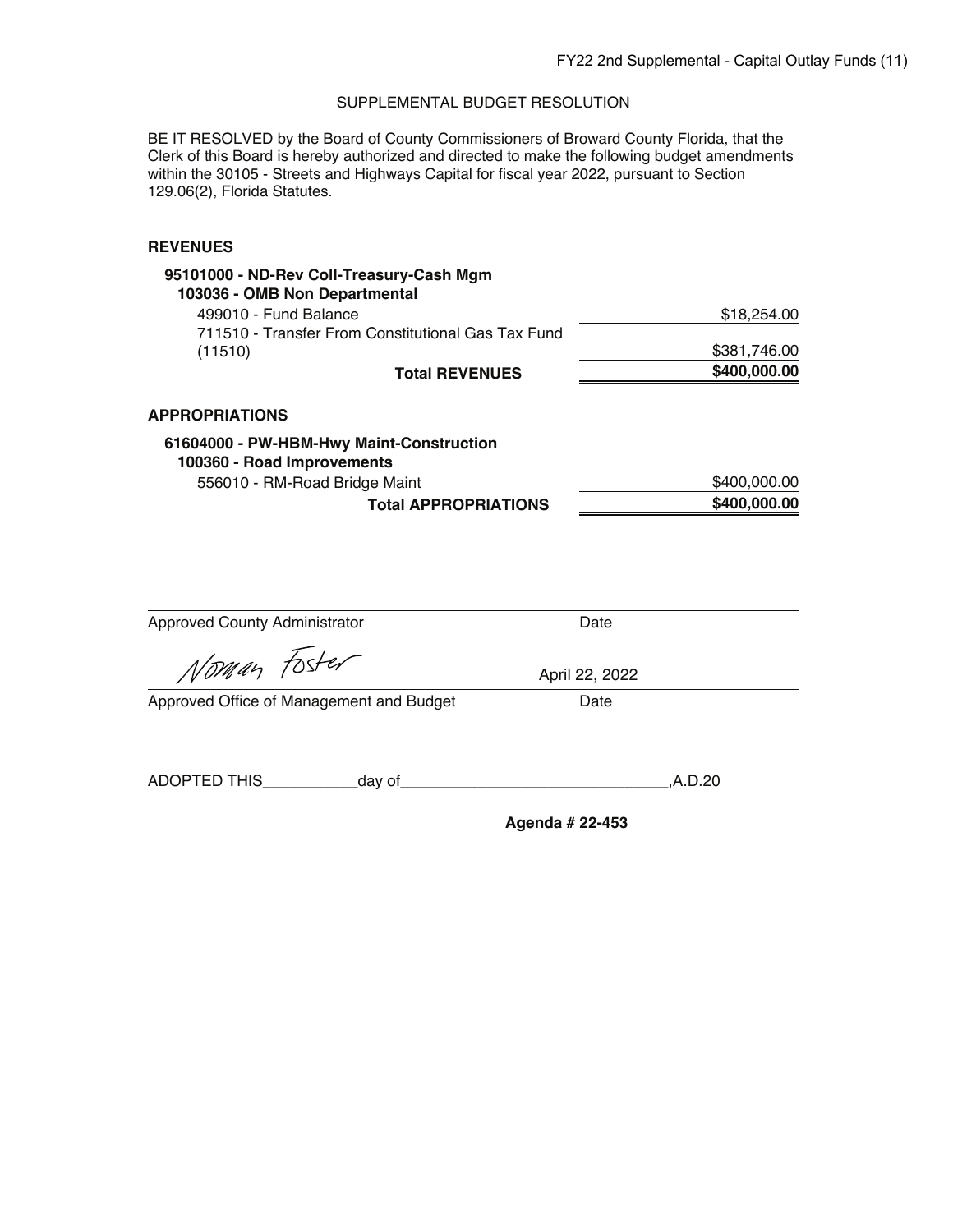FY22 2nd Supplemental - Capital Outlay Funds (11)

## SUPPLEMENTAL BUDGET RESOLUTION

BE IT RESOLVED by the Board of County Commissioners of Broward County Florida, that the Clerk of this Board is hereby authorized and directed to make the following budget amendments within the 30105 - Streets and Highways Capital for fiscal year 2022, pursuant to Section 129.06(2), Florida Statutes.

### REVENUES

**95101000 - ND-Rev Coll-Treasury-Cash Mgm**
**103036 - OMB Non Departmental**

| | |
|---|---|
| 499010 - Fund Balance | $18,254.00 |
| 711510 - Transfer From Constitutional Gas Tax Fund (11510) | $381,746.00 |
| **Total REVENUES** | **$400,000.00** |

### APPROPRIATIONS

**61604000 - PW-HBM-Hwy Maint-Construction**
**100360 - Road Improvements**

| | |
|---|---|
| 556010 - RM-Road Bridge Maint | $400,000.00 |
| **Total APPROPRIATIONS** | **$400,000.00** |

Approved County Administrator ____________________ Date ____________

Norman Foster ____________________ April 22, 2022

Approved Office of Management and Budget ____________________ Date

ADOPTED THIS___________day of_______________________________,A.D.20

**Agenda # 22-453**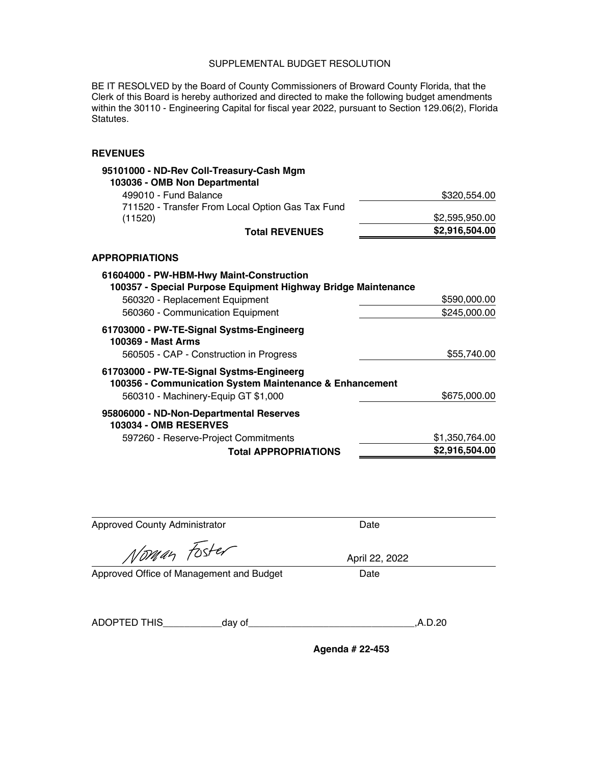# SUPPLEMENTAL BUDGET RESOLUTION

BE IT RESOLVED by the Board of County Commissioners of Broward County Florida, that the Clerk of this Board is hereby authorized and directed to make the following budget amendments within the 30110 - Engineering Capital for fiscal year 2022, pursuant to Section 129.06(2), Florida Statutes.

## REVENUES

**95101000 - ND-Rev Coll-Treasury-Cash Mgm**
**103036 - OMB Non Departmental**

| | |
|---|---|
| 499010 - Fund Balance | $320,554.00 |
| 711520 - Transfer From Local Option Gas Tax Fund (11520) | $2,595,950.00 |
| **Total REVENUES** | **$2,916,504.00** |

## APPROPRIATIONS

**61604000 - PW-HBM-Hwy Maint-Construction**
**100357 - Special Purpose Equipment Highway Bridge Maintenance**

| | |
|---|---|
| 560320 - Replacement Equipment | $590,000.00 |
| 560360 - Communication Equipment | $245,000.00 |

**61703000 - PW-TE-Signal Systms-Engineerg**
**100369 - Mast Arms**

| | |
|---|---|
| 560505 - CAP - Construction in Progress | $55,740.00 |

**61703000 - PW-TE-Signal Systms-Engineerg**
**100356 - Communication System Maintenance & Enhancement**

| | |
|---|---|
| 560310 - Machinery-Equip GT $1,000 | $675,000.00 |

**95806000 - ND-Non-Departmental Reserves**
**103034 - OMB RESERVES**

| | |
|---|---|
| 597260 - Reserve-Project Commitments | $1,350,764.00 |
| **Total APPROPRIATIONS** | **$2,916,504.00** |

Approved County Administrator ____________________ Date

Norman Foster April 22, 2022

Approved Office of Management and Budget ____________________ Date

ADOPTED THIS___________day of______________________________,A.D.20

**Agenda # 22-453**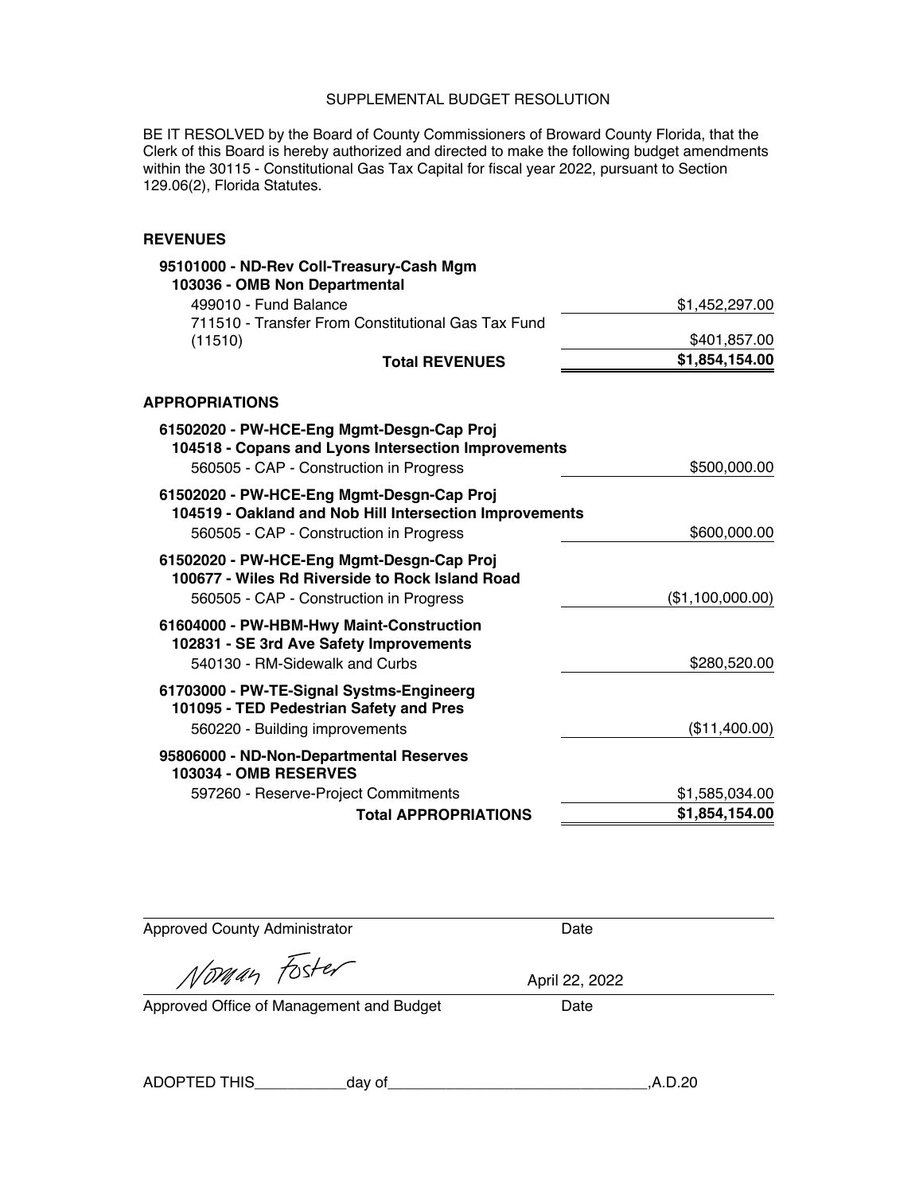# SUPPLEMENTAL BUDGET RESOLUTION

BE IT RESOLVED by the Board of County Commissioners of Broward County Florida, that the Clerk of this Board is hereby authorized and directed to make the following budget amendments within the 30115 - Constitutional Gas Tax Capital for fiscal year 2022, pursuant to Section 129.06(2), Florida Statutes.

## REVENUES

**95101000 - ND-Rev Coll-Treasury-Cash Mgm**
**103036 - OMB Non Departmental**

| | |
|---|---:|
| 499010 - Fund Balance | $1,452,297.00 |
| 711510 - Transfer From Constitutional Gas Tax Fund (11510) | $401,857.00 |
| **Total REVENUES** | **$1,854,154.00** |

## APPROPRIATIONS

| | |
|---|---:|
| **61502020 - PW-HCE-Eng Mgmt-Desgn-Cap Proj** | |
| **104518 - Copans and Lyons Intersection Improvements** | |
| 560505 - CAP - Construction in Progress | $500,000.00 |
| **61502020 - PW-HCE-Eng Mgmt-Desgn-Cap Proj** | |
| **104519 - Oakland and Nob Hill Intersection Improvements** | |
| 560505 - CAP - Construction in Progress | $600,000.00 |
| **61502020 - PW-HCE-Eng Mgmt-Desgn-Cap Proj** | |
| **100677 - Wiles Rd Riverside to Rock Island Road** | |
| 560505 - CAP - Construction in Progress | ($1,100,000.00) |
| **61604000 - PW-HBM-Hwy Maint-Construction** | |
| **102831 - SE 3rd Ave Safety Improvements** | |
| 540130 - RM-Sidewalk and Curbs | $280,520.00 |
| **61703000 - PW-TE-Signal Systms-Engineerg** | |
| **101095 - TED Pedestrian Safety and Pres** | |
| 560220 - Building improvements | ($11,400.00) |
| **95806000 - ND-Non-Departmental Reserves** | |
| **103034 - OMB RESERVES** | |
| 597260 - Reserve-Project Commitments | $1,585,034.00 |
| **Total APPROPRIATIONS** | **$1,854,154.00** |

Approved County Administrator ____________ Date ____________

Norman Foster — April 22, 2022

Approved Office of Management and Budget ____________ Date ____________

ADOPTED THIS___________day of_______________________________,A.D.20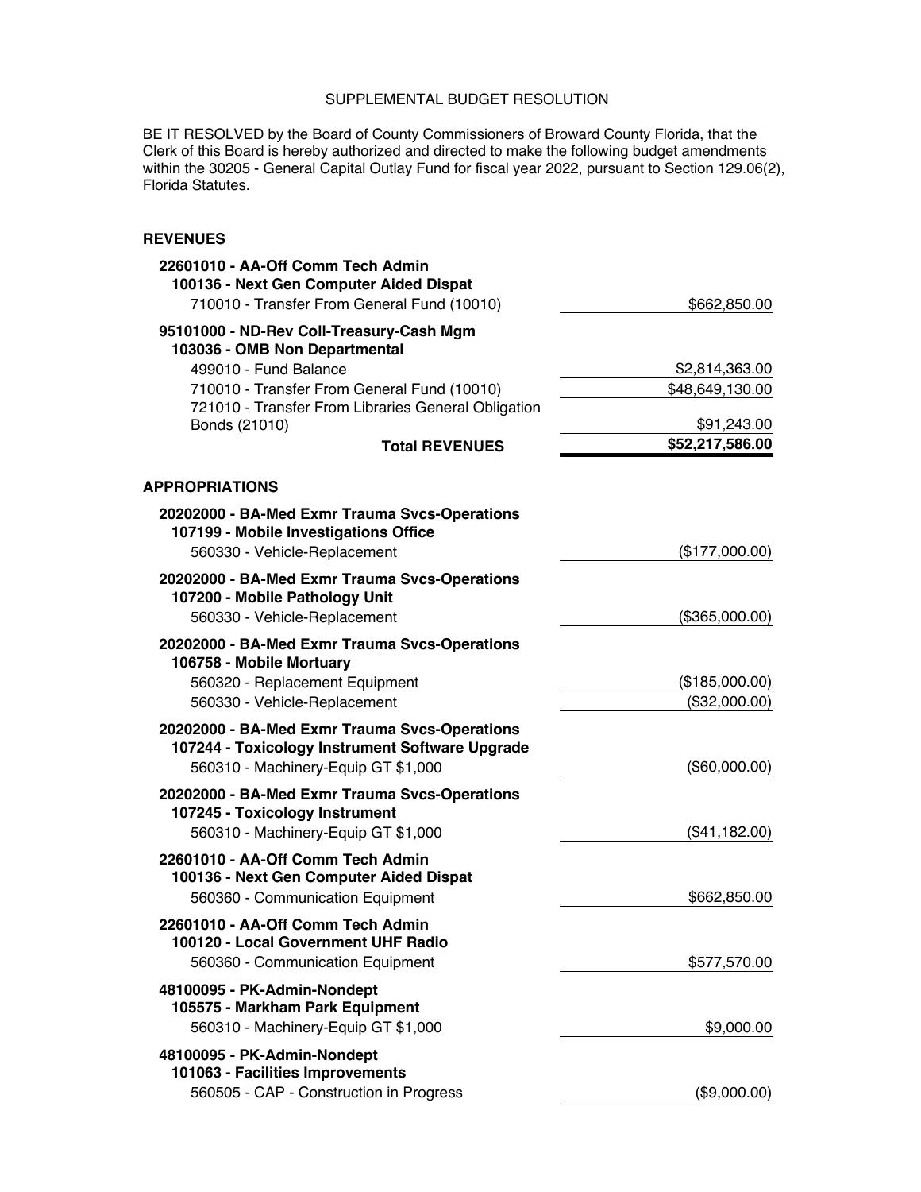SUPPLEMENTAL BUDGET RESOLUTION

BE IT RESOLVED by the Board of County Commissioners of Broward County Florida, that the Clerk of this Board is hereby authorized and directed to make the following budget amendments within the 30205 - General Capital Outlay Fund for fiscal year 2022, pursuant to Section 129.06(2), Florida Statutes.

**REVENUES**

| | |
|---|---|
| **22601010 - AA-Off Comm Tech Admin** | |
| **100136 - Next Gen Computer Aided Dispat** | |
| 710010 - Transfer From General Fund (10010) | $662,850.00 |
| **95101000 - ND-Rev Coll-Treasury-Cash Mgm** | |
| **103036 - OMB Non Departmental** | |
| 499010 - Fund Balance | $2,814,363.00 |
| 710010 - Transfer From General Fund (10010) | $48,649,130.00 |
| 721010 - Transfer From Libraries General Obligation Bonds (21010) | $91,243.00 |
| **Total REVENUES** | **$52,217,586.00** |

**APPROPRIATIONS**

| | |
|---|---|
| **20202000 - BA-Med Exmr Trauma Svcs-Operations** | |
| **107199 - Mobile Investigations Office** | |
| 560330 - Vehicle-Replacement | ($177,000.00) |
| **20202000 - BA-Med Exmr Trauma Svcs-Operations** | |
| **107200 - Mobile Pathology Unit** | |
| 560330 - Vehicle-Replacement | ($365,000.00) |
| **20202000 - BA-Med Exmr Trauma Svcs-Operations** | |
| **106758 - Mobile Mortuary** | |
| 560320 - Replacement Equipment | ($185,000.00) |
| 560330 - Vehicle-Replacement | ($32,000.00) |
| **20202000 - BA-Med Exmr Trauma Svcs-Operations** | |
| **107244 - Toxicology Instrument Software Upgrade** | |
| 560310 - Machinery-Equip GT $1,000 | ($60,000.00) |
| **20202000 - BA-Med Exmr Trauma Svcs-Operations** | |
| **107245 - Toxicology Instrument** | |
| 560310 - Machinery-Equip GT $1,000 | ($41,182.00) |
| **22601010 - AA-Off Comm Tech Admin** | |
| **100136 - Next Gen Computer Aided Dispat** | |
| 560360 - Communication Equipment | $662,850.00 |
| **22601010 - AA-Off Comm Tech Admin** | |
| **100120 - Local Government UHF Radio** | |
| 560360 - Communication Equipment | $577,570.00 |
| **48100095 - PK-Admin-Nondept** | |
| **105575 - Markham Park Equipment** | |
| 560310 - Machinery-Equip GT $1,000 | $9,000.00 |
| **48100095 - PK-Admin-Nondept** | |
| **101063 - Facilities Improvements** | |
| 560505 - CAP - Construction in Progress | ($9,000.00) |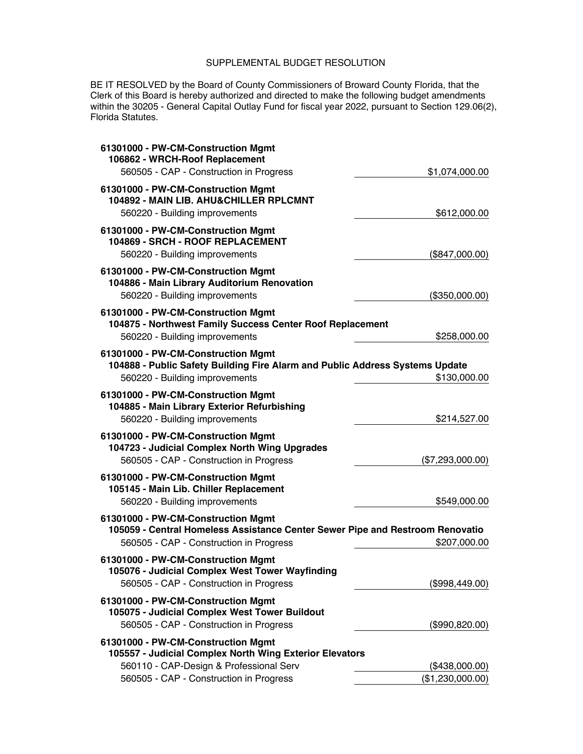SUPPLEMENTAL BUDGET RESOLUTION

BE IT RESOLVED by the Board of County Commissioners of Broward County Florida, that the Clerk of this Board is hereby authorized and directed to make the following budget amendments within the 30205 - General Capital Outlay Fund for fiscal year 2022, pursuant to Section 129.06(2), Florida Statutes.

**61301000 - PW-CM-Construction Mgmt**
**106862 - WRCH-Roof Replacement**
560505 - CAP - Construction in Progress — $1,074,000.00

**61301000 - PW-CM-Construction Mgmt**
**104892 - MAIN LIB. AHU&CHILLER RPLCMNT**
560220 - Building improvements — $612,000.00

**61301000 - PW-CM-Construction Mgmt**
**104869 - SRCH - ROOF REPLACEMENT**
560220 - Building improvements — ($847,000.00)

**61301000 - PW-CM-Construction Mgmt**
**104886 - Main Library Auditorium Renovation**
560220 - Building improvements — ($350,000.00)

**61301000 - PW-CM-Construction Mgmt**
**104875 - Northwest Family Success Center Roof Replacement**
560220 - Building improvements — $258,000.00

**61301000 - PW-CM-Construction Mgmt**
**104888 - Public Safety Building Fire Alarm and Public Address Systems Update**
560220 - Building improvements — $130,000.00

**61301000 - PW-CM-Construction Mgmt**
**104885 - Main Library Exterior Refurbishing**
560220 - Building improvements — $214,527.00

**61301000 - PW-CM-Construction Mgmt**
**104723 - Judicial Complex North Wing Upgrades**
560505 - CAP - Construction in Progress — ($7,293,000.00)

**61301000 - PW-CM-Construction Mgmt**
**105145 - Main Lib. Chiller Replacement**
560220 - Building improvements — $549,000.00

**61301000 - PW-CM-Construction Mgmt**
**105059 - Central Homeless Assistance Center Sewer Pipe and Restroom Renovatio**
560505 - CAP - Construction in Progress — $207,000.00

**61301000 - PW-CM-Construction Mgmt**
**105076 - Judicial Complex West Tower Wayfinding**
560505 - CAP - Construction in Progress — ($998,449.00)

**61301000 - PW-CM-Construction Mgmt**
**105075 - Judicial Complex West Tower Buildout**
560505 - CAP - Construction in Progress — ($990,820.00)

**61301000 - PW-CM-Construction Mgmt**
**105557 - Judicial Complex North Wing Exterior Elevators**
560110 - CAP-Design & Professional Serv — ($438,000.00)
560505 - CAP - Construction in Progress — ($1,230,000.00)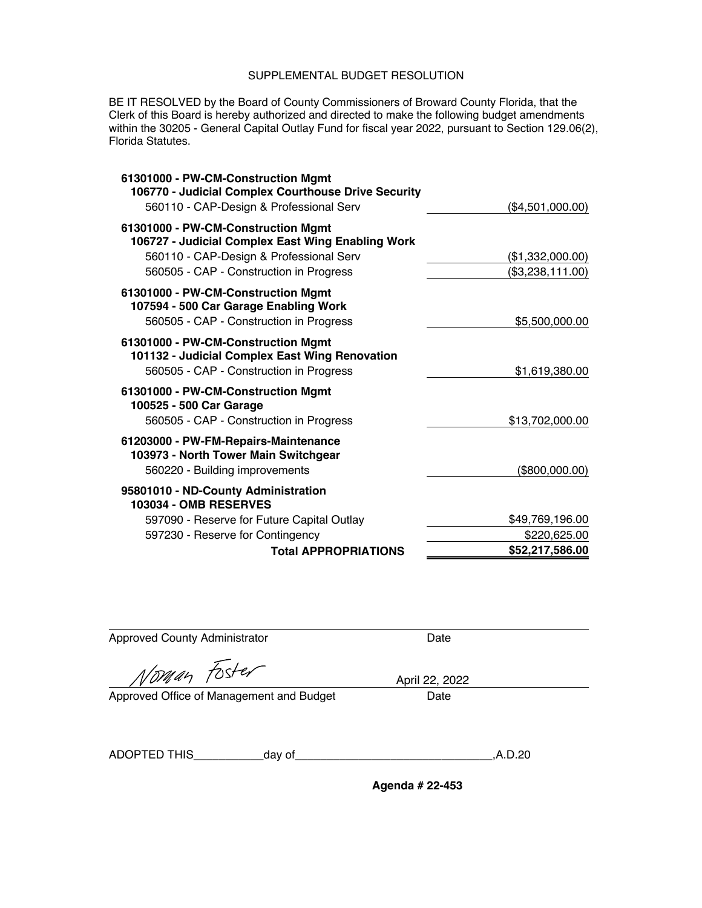SUPPLEMENTAL BUDGET RESOLUTION

BE IT RESOLVED by the Board of County Commissioners of Broward County Florida, that the Clerk of this Board is hereby authorized and directed to make the following budget amendments within the 30205 - General Capital Outlay Fund for fiscal year 2022, pursuant to Section 129.06(2), Florida Statutes.

| | |
|---|---|
| **61301000 - PW-CM-Construction Mgmt** | |
| **106770 - Judicial Complex Courthouse Drive Security** | |
| 560110 - CAP-Design & Professional Serv | ($4,501,000.00) |
| **61301000 - PW-CM-Construction Mgmt** | |
| **106727 - Judicial Complex East Wing Enabling Work** | |
| 560110 - CAP-Design & Professional Serv | ($1,332,000.00) |
| 560505 - CAP - Construction in Progress | ($3,238,111.00) |
| **61301000 - PW-CM-Construction Mgmt** | |
| **107594 - 500 Car Garage Enabling Work** | |
| 560505 - CAP - Construction in Progress | $5,500,000.00 |
| **61301000 - PW-CM-Construction Mgmt** | |
| **101132 - Judicial Complex East Wing Renovation** | |
| 560505 - CAP - Construction in Progress | $1,619,380.00 |
| **61301000 - PW-CM-Construction Mgmt** | |
| **100525 - 500 Car Garage** | |
| 560505 - CAP - Construction in Progress | $13,702,000.00 |
| **61203000 - PW-FM-Repairs-Maintenance** | |
| **103973 - North Tower Main Switchgear** | |
| 560220 - Building improvements | ($800,000.00) |
| **95801010 - ND-County Administration** | |
| **103034 - OMB RESERVES** | |
| 597090 - Reserve for Future Capital Outlay | $49,769,196.00 |
| 597230 - Reserve for Contingency | $220,625.00 |
| **Total APPROPRIATIONS** | **$52,217,586.00** |

Approved County Administrator ____________ Date

Norman Foster — April 22, 2022

Approved Office of Management and Budget ____________ Date

ADOPTED THIS\_\_\_\_\_\_\_\_\_\_\_day of\_\_\_\_\_\_\_\_\_\_\_\_\_\_\_\_\_\_\_\_\_\_\_\_\_\_\_\_\_\_,A.D.20

**Agenda # 22-453**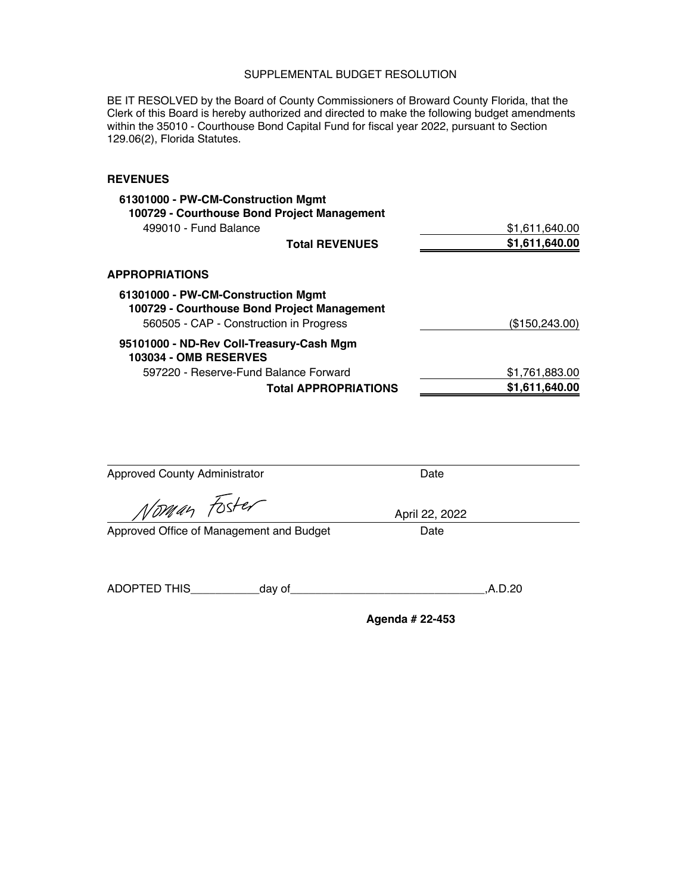# SUPPLEMENTAL BUDGET RESOLUTION

BE IT RESOLVED by the Board of County Commissioners of Broward County Florida, that the Clerk of this Board is hereby authorized and directed to make the following budget amendments within the 35010 - Courthouse Bond Capital Fund for fiscal year 2022, pursuant to Section 129.06(2), Florida Statutes.

## REVENUES

| | |
|---|---|
| **61301000 - PW-CM-Construction Mgmt** | |
| **100729 - Courthouse Bond Project Management** | |
| 499010 - Fund Balance | $1,611,640.00 |
| **Total REVENUES** | **$1,611,640.00** |

## APPROPRIATIONS

| | |
|---|---|
| **61301000 - PW-CM-Construction Mgmt** | |
| **100729 - Courthouse Bond Project Management** | |
| 560505 - CAP - Construction in Progress | ($150,243.00) |
| **95101000 - ND-Rev Coll-Treasury-Cash Mgm** | |
| **103034 - OMB RESERVES** | |
| 597220 - Reserve-Fund Balance Forward | $1,761,883.00 |
| **Total APPROPRIATIONS** | **$1,611,640.00** |

Approved County Administrator ____________________ Date ____________

Norman Foster — April 22, 2022

Approved Office of Management and Budget ____________________ Date

ADOPTED THIS___________day of______________________________,A.D.20

**Agenda # 22-453**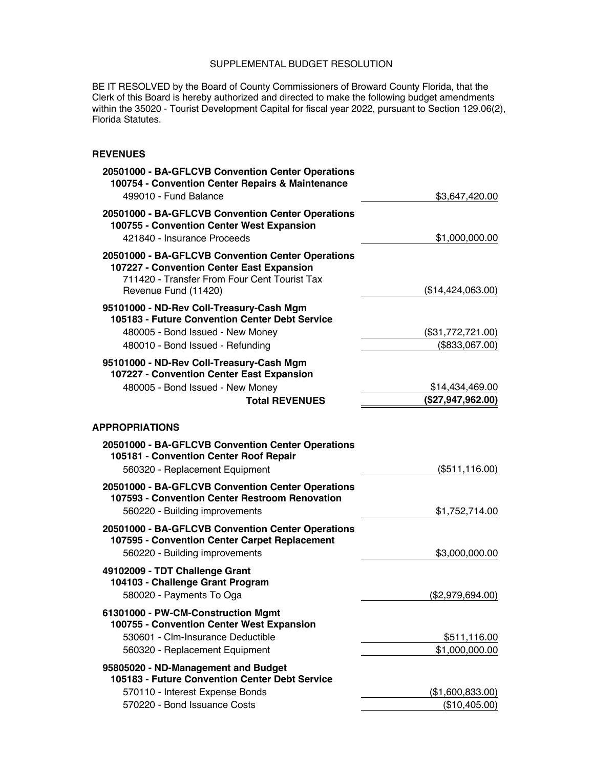# SUPPLEMENTAL BUDGET RESOLUTION

BE IT RESOLVED by the Board of County Commissioners of Broward County Florida, that the Clerk of this Board is hereby authorized and directed to make the following budget amendments within the 35020 - Tourist Development Capital for fiscal year 2022, pursuant to Section 129.06(2), Florida Statutes.

## REVENUES

| Account | Amount |
|---|---|
| **20501000 - BA-GFLCVB Convention Center Operations** | |
| **100754 - Convention Center Repairs & Maintenance** | |
| 499010 - Fund Balance | $3,647,420.00 |
| **20501000 - BA-GFLCVB Convention Center Operations** | |
| **100755 - Convention Center West Expansion** | |
| 421840 - Insurance Proceeds | $1,000,000.00 |
| **20501000 - BA-GFLCVB Convention Center Operations** | |
| **107227 - Convention Center East Expansion** | |
| 711420 - Transfer From Four Cent Tourist Tax Revenue Fund (11420) | ($14,424,063.00) |
| **95101000 - ND-Rev Coll-Treasury-Cash Mgm** | |
| **105183 - Future Convention Center Debt Service** | |
| 480005 - Bond Issued - New Money | ($31,772,721.00) |
| 480010 - Bond Issued - Refunding | ($833,067.00) |
| **95101000 - ND-Rev Coll-Treasury-Cash Mgm** | |
| **107227 - Convention Center East Expansion** | |
| 480005 - Bond Issued - New Money | $14,434,469.00 |
| **Total REVENUES** | **($27,947,962.00)** |

## APPROPRIATIONS

| Account | Amount |
|---|---|
| **20501000 - BA-GFLCVB Convention Center Operations** | |
| **105181 - Convention Center Roof Repair** | |
| 560320 - Replacement Equipment | ($511,116.00) |
| **20501000 - BA-GFLCVB Convention Center Operations** | |
| **107593 - Convention Center Restroom Renovation** | |
| 560220 - Building improvements | $1,752,714.00 |
| **20501000 - BA-GFLCVB Convention Center Operations** | |
| **107595 - Convention Center Carpet Replacement** | |
| 560220 - Building improvements | $3,000,000.00 |
| **49102009 - TDT Challenge Grant** | |
| **104103 - Challenge Grant Program** | |
| 580020 - Payments To Oga | ($2,979,694.00) |
| **61301000 - PW-CM-Construction Mgmt** | |
| **100755 - Convention Center West Expansion** | |
| 530601 - Clm-Insurance Deductible | $511,116.00 |
| 560320 - Replacement Equipment | $1,000,000.00 |
| **95805020 - ND-Management and Budget** | |
| **105183 - Future Convention Center Debt Service** | |
| 570110 - Interest Expense Bonds | ($1,600,833.00) |
| 570220 - Bond Issuance Costs | ($10,405.00) |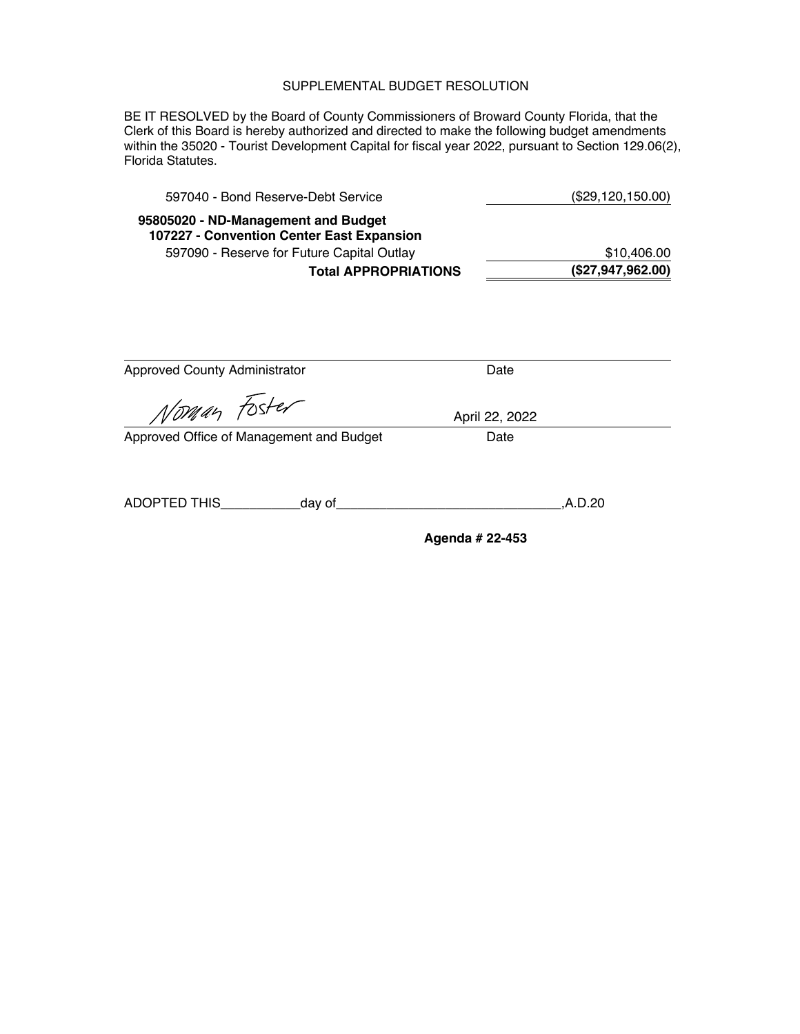SUPPLEMENTAL BUDGET RESOLUTION

BE IT RESOLVED by the Board of County Commissioners of Broward County Florida, that the Clerk of this Board is hereby authorized and directed to make the following budget amendments within the 35020 - Tourist Development Capital for fiscal year 2022, pursuant to Section 129.06(2), Florida Statutes.

| | |
|---|---|
| 597040 - Bond Reserve-Debt Service | ($29,120,150.00) |
| **95805020 - ND-Management and Budget** | |
| **107227 - Convention Center East Expansion** | |
| 597090 - Reserve for Future Capital Outlay | $10,406.00 |
| **Total APPROPRIATIONS** | **($27,947,962.00)** |

Approved County Administrator &nbsp;&nbsp;&nbsp;&nbsp; Date

Norman Foster &nbsp;&nbsp;&nbsp;&nbsp; April 22, 2022

Approved Office of Management and Budget &nbsp;&nbsp;&nbsp;&nbsp; Date

ADOPTED THIS\_\_\_\_\_\_\_\_\_\_\_day of\_\_\_\_\_\_\_\_\_\_\_\_\_\_\_\_\_\_\_\_\_\_\_\_\_\_\_\_\_\_,A.D.20

**Agenda # 22-453**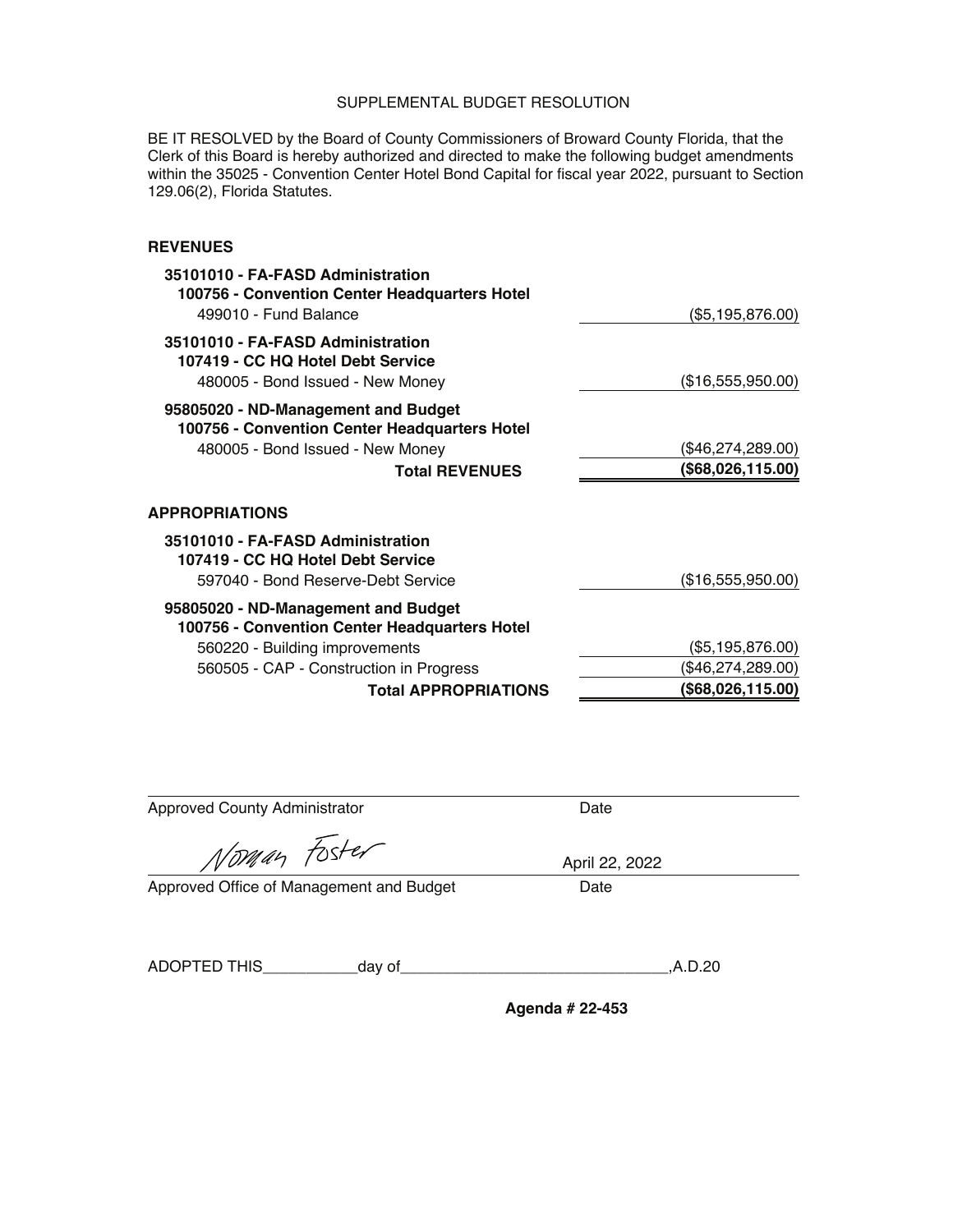# SUPPLEMENTAL BUDGET RESOLUTION

BE IT RESOLVED by the Board of County Commissioners of Broward County Florida, that the Clerk of this Board is hereby authorized and directed to make the following budget amendments within the 35025 - Convention Center Hotel Bond Capital for fiscal year 2022, pursuant to Section 129.06(2), Florida Statutes.

## REVENUES

| | |
|---|---|
| **35101010 - FA-FASD Administration** | |
| **100756 - Convention Center Headquarters Hotel** | |
| 499010 - Fund Balance | ($5,195,876.00) |
| **35101010 - FA-FASD Administration** | |
| **107419 - CC HQ Hotel Debt Service** | |
| 480005 - Bond Issued - New Money | ($16,555,950.00) |
| **95805020 - ND-Management and Budget** | |
| **100756 - Convention Center Headquarters Hotel** | |
| 480005 - Bond Issued - New Money | ($46,274,289.00) |
| **Total REVENUES** | **($68,026,115.00)** |

## APPROPRIATIONS

| | |
|---|---|
| **35101010 - FA-FASD Administration** | |
| **107419 - CC HQ Hotel Debt Service** | |
| 597040 - Bond Reserve-Debt Service | ($16,555,950.00) |
| **95805020 - ND-Management and Budget** | |
| **100756 - Convention Center Headquarters Hotel** | |
| 560220 - Building improvements | ($5,195,876.00) |
| 560505 - CAP - Construction in Progress | ($46,274,289.00) |
| **Total APPROPRIATIONS** | **($68,026,115.00)** |

Approved County Administrator          Date

Norman Foster          April 22, 2022

Approved Office of Management and Budget          Date

ADOPTED THIS___________day of______________________________,A.D.20

**Agenda # 22-453**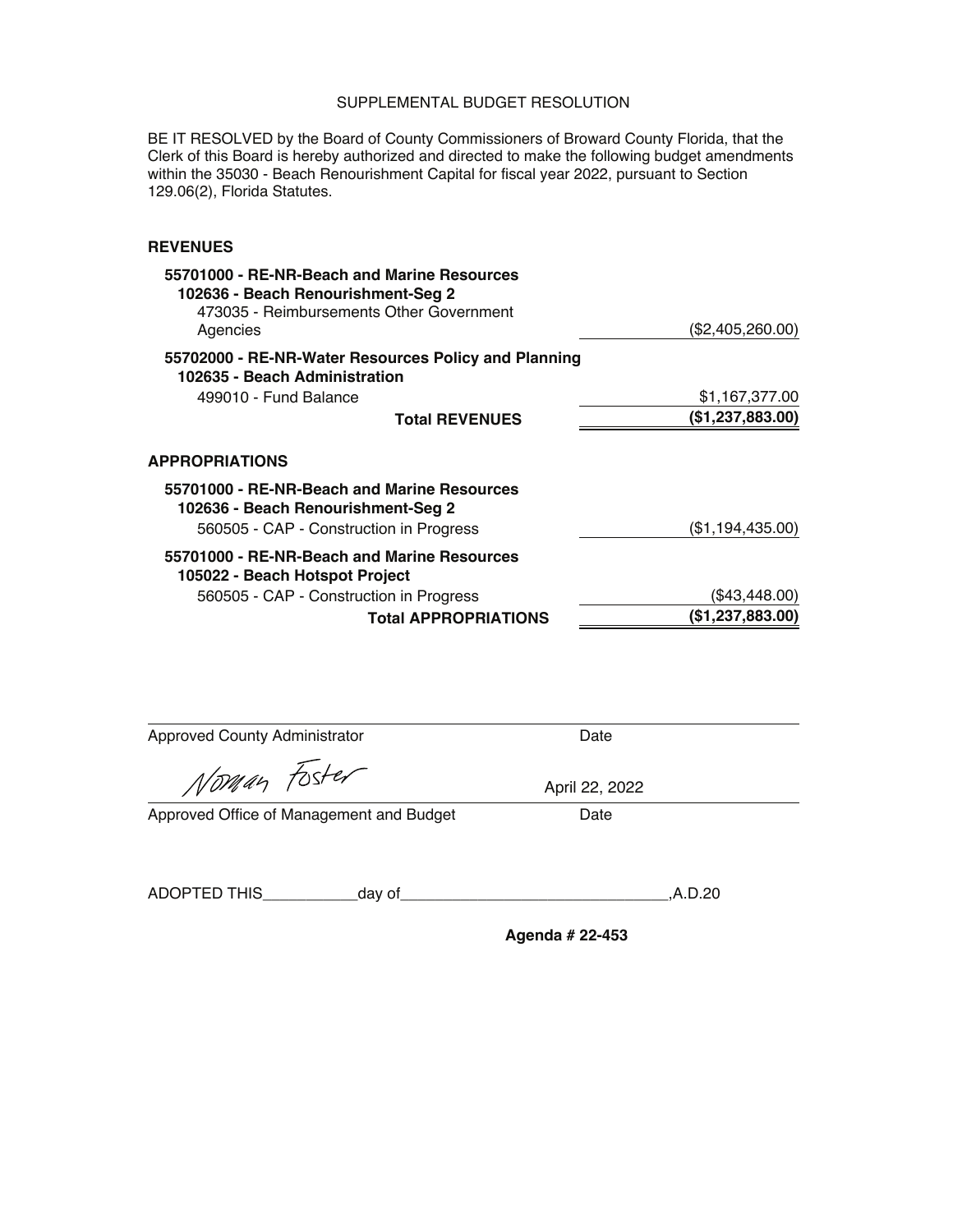SUPPLEMENTAL BUDGET RESOLUTION

BE IT RESOLVED by the Board of County Commissioners of Broward County Florida, that the Clerk of this Board is hereby authorized and directed to make the following budget amendments within the 35030 - Beach Renourishment Capital for fiscal year 2022, pursuant to Section 129.06(2), Florida Statutes.

**REVENUES**

| | |
|---|---|
| **55701000 - RE-NR-Beach and Marine Resources** | |
| **102636 - Beach Renourishment-Seg 2** | |
| 473035 - Reimbursements Other Government Agencies | ($2,405,260.00) |
| **55702000 - RE-NR-Water Resources Policy and Planning** | |
| **102635 - Beach Administration** | |
| 499010 - Fund Balance | $1,167,377.00 |
| **Total REVENUES** | **($1,237,883.00)** |

**APPROPRIATIONS**

| | |
|---|---|
| **55701000 - RE-NR-Beach and Marine Resources** | |
| **102636 - Beach Renourishment-Seg 2** | |
| 560505 - CAP - Construction in Progress | ($1,194,435.00) |
| **55701000 - RE-NR-Beach and Marine Resources** | |
| **105022 - Beach Hotspot Project** | |
| 560505 - CAP - Construction in Progress | ($43,448.00) |
| **Total APPROPRIATIONS** | **($1,237,883.00)** |

Approved County Administrator _____ Date _____

Norman Foster — April 22, 2022

Approved Office of Management and Budget _____ Date _____

ADOPTED THIS\_\_\_\_\_\_\_\_\_\_\_day of\_\_\_\_\_\_\_\_\_\_\_\_\_\_\_\_\_\_\_\_\_\_\_\_\_\_\_\_\_\_,A.D.20

**Agenda # 22-453**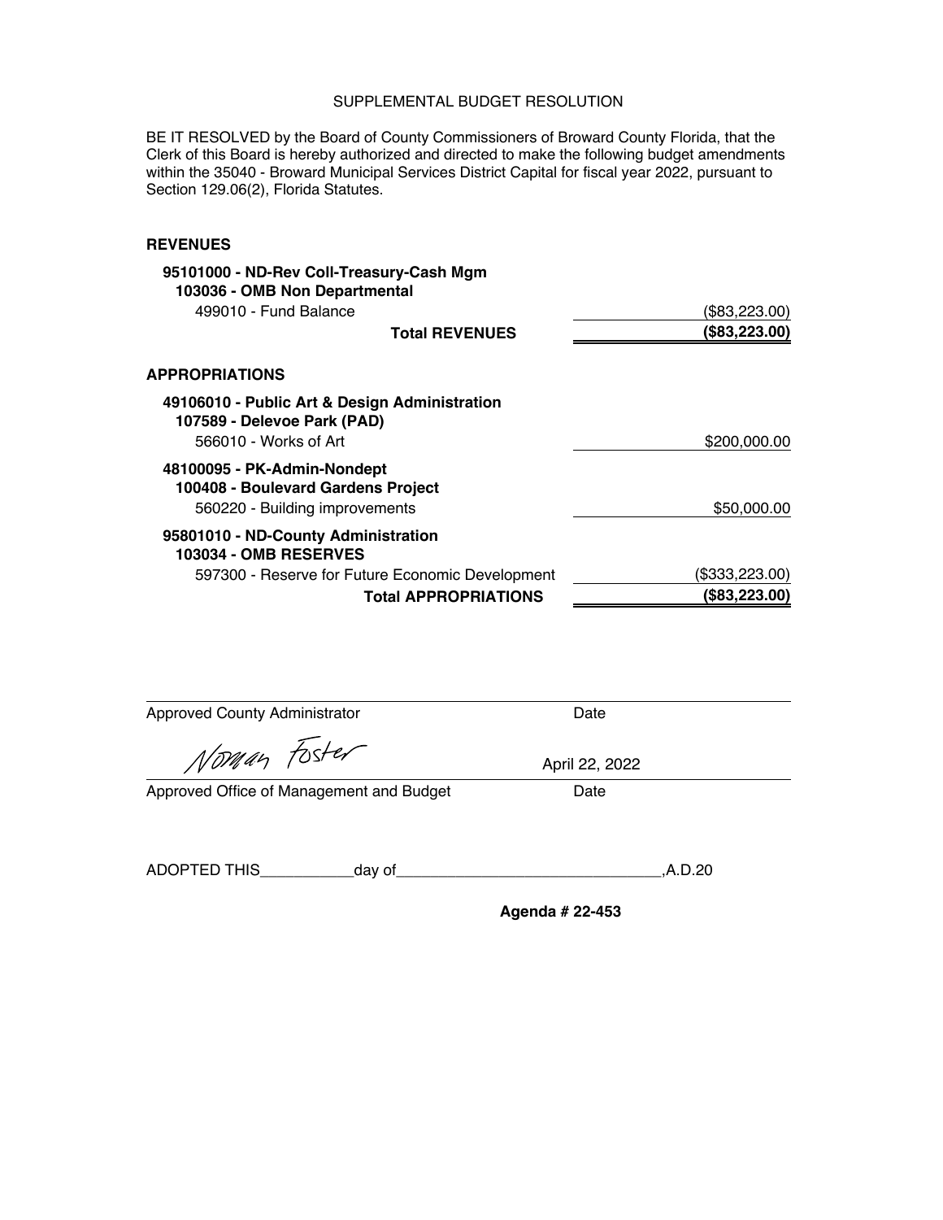# SUPPLEMENTAL BUDGET RESOLUTION

BE IT RESOLVED by the Board of County Commissioners of Broward County Florida, that the Clerk of this Board is hereby authorized and directed to make the following budget amendments within the 35040 - Broward Municipal Services District Capital for fiscal year 2022, pursuant to Section 129.06(2), Florida Statutes.

## REVENUES

**95101000 - ND-Rev Coll-Treasury-Cash Mgm**
**103036 - OMB Non Departmental**

| | |
|---|---|
| 499010 - Fund Balance | ($83,223.00) |
| **Total REVENUES** | **($83,223.00)** |

## APPROPRIATIONS

**49106010 - Public Art & Design Administration**
**107589 - Delevoe Park (PAD)**

| | |
|---|---|
| 566010 - Works of Art | $200,000.00 |

**48100095 - PK-Admin-Nondept**
**100408 - Boulevard Gardens Project**

| | |
|---|---|
| 560220 - Building improvements | $50,000.00 |

**95801010 - ND-County Administration**
**103034 - OMB RESERVES**

| | |
|---|---|
| 597300 - Reserve for Future Economic Development | ($333,223.00) |
| **Total APPROPRIATIONS** | **($83,223.00)** |

Approved County Administrator ____________________ Date ____________

Norman Foster    April 22, 2022

Approved Office of Management and Budget ____________________ Date

ADOPTED THIS___________day of______________________________,A.D.20

**Agenda # 22-453**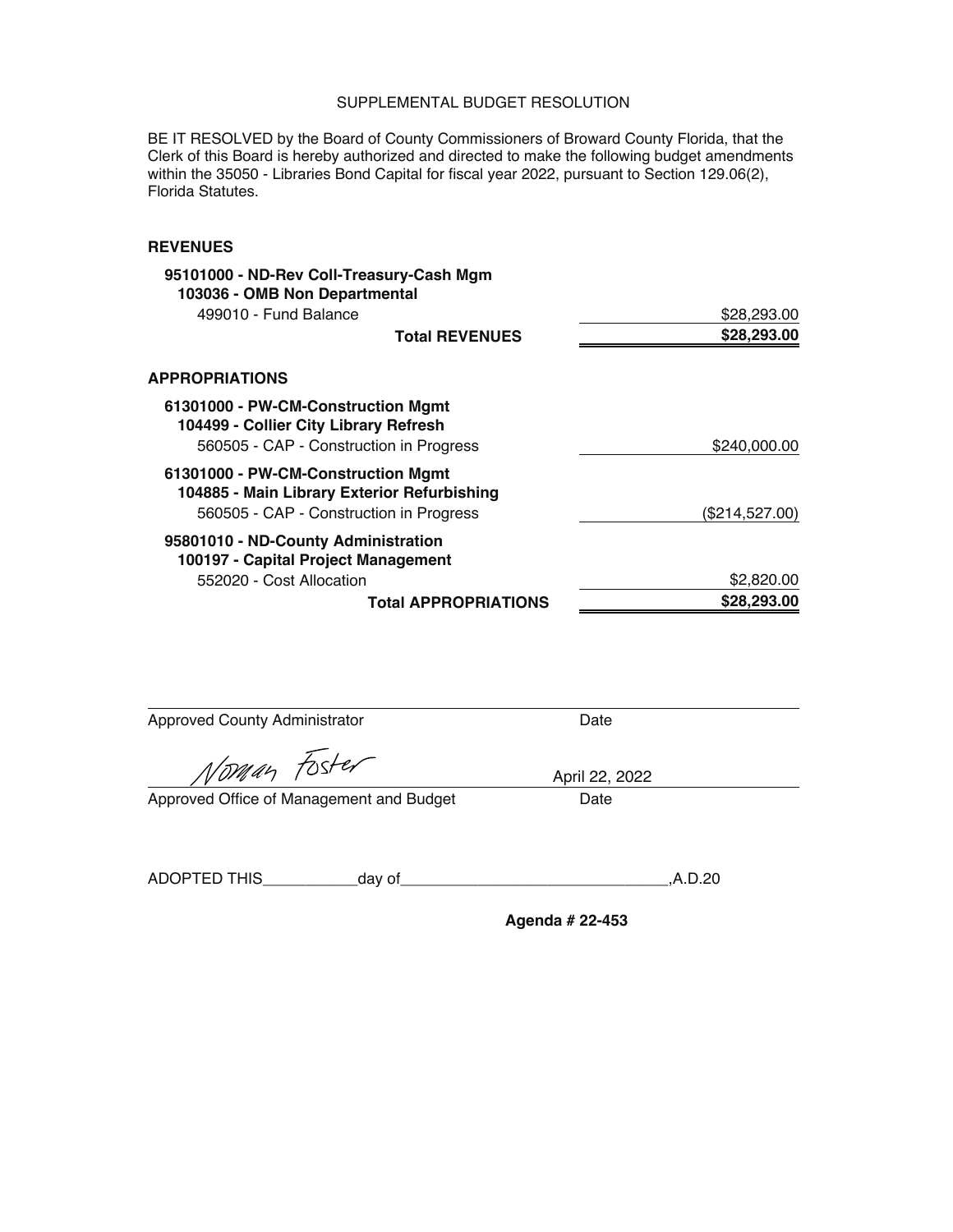# SUPPLEMENTAL BUDGET RESOLUTION

BE IT RESOLVED by the Board of County Commissioners of Broward County Florida, that the Clerk of this Board is hereby authorized and directed to make the following budget amendments within the 35050 - Libraries Bond Capital for fiscal year 2022, pursuant to Section 129.06(2), Florida Statutes.

## REVENUES

| | |
|---|---|
| **95101000 - ND-Rev Coll-Treasury-Cash Mgm** | |
| **103036 - OMB Non Departmental** | |
| 499010 - Fund Balance | $28,293.00 |
| **Total REVENUES** | **$28,293.00** |

## APPROPRIATIONS

| | |
|---|---|
| **61301000 - PW-CM-Construction Mgmt** | |
| **104499 - Collier City Library Refresh** | |
| 560505 - CAP - Construction in Progress | $240,000.00 |
| **61301000 - PW-CM-Construction Mgmt** | |
| **104885 - Main Library Exterior Refurbishing** | |
| 560505 - CAP - Construction in Progress | ($214,527.00) |
| **95801010 - ND-County Administration** | |
| **100197 - Capital Project Management** | |
| 552020 - Cost Allocation | $2,820.00 |
| **Total APPROPRIATIONS** | **$28,293.00** |

Approved County Administrator ____________________ Date ____________________

Norman Foster — April 22, 2022

Approved Office of Management and Budget ____________________ Date

ADOPTED THIS___________day of______________________________,A.D.20

**Agenda # 22-453**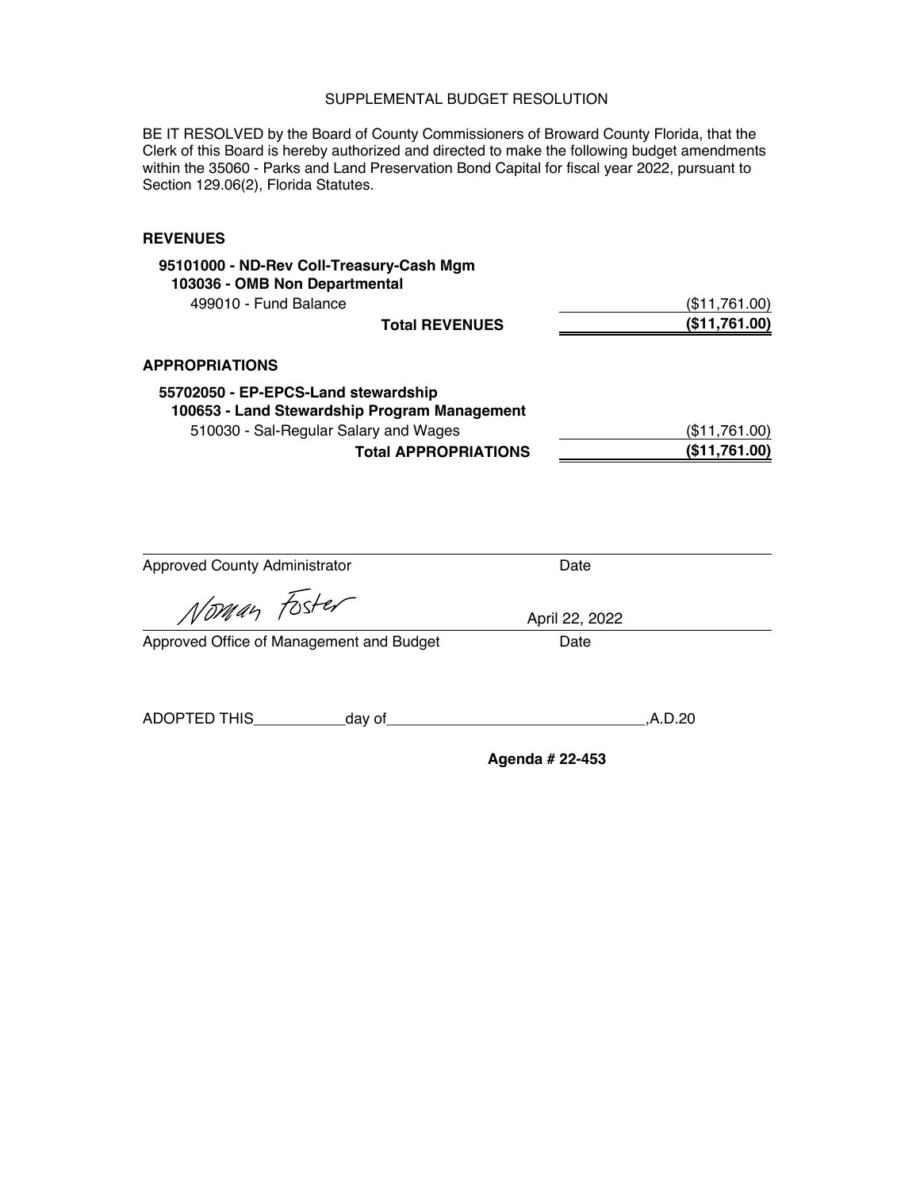# SUPPLEMENTAL BUDGET RESOLUTION

BE IT RESOLVED by the Board of County Commissioners of Broward County Florida, that the Clerk of this Board is hereby authorized and directed to make the following budget amendments within the 35060 - Parks and Land Preservation Bond Capital for fiscal year 2022, pursuant to Section 129.06(2), Florida Statutes.

**REVENUES**

**95101000 - ND-Rev Coll-Treasury-Cash Mgm**
**103036 - OMB Non Departmental**

| | |
|---|---|
| 499010 - Fund Balance | ($11,761.00) |
| **Total REVENUES** | **($11,761.00)** |

**APPROPRIATIONS**

**55702050 - EP-EPCS-Land stewardship**
**100653 - Land Stewardship Program Management**

| | |
|---|---|
| 510030 - Sal-Regular Salary and Wages | ($11,761.00) |
| **Total APPROPRIATIONS** | **($11,761.00)** |

Approved County Administrator ____________________ Date ____________

Norman Foster ____________________ April 22, 2022

Approved Office of Management and Budget ____________________ Date

ADOPTED THIS___________day of______________________________,A.D.20

**Agenda # 22-453**